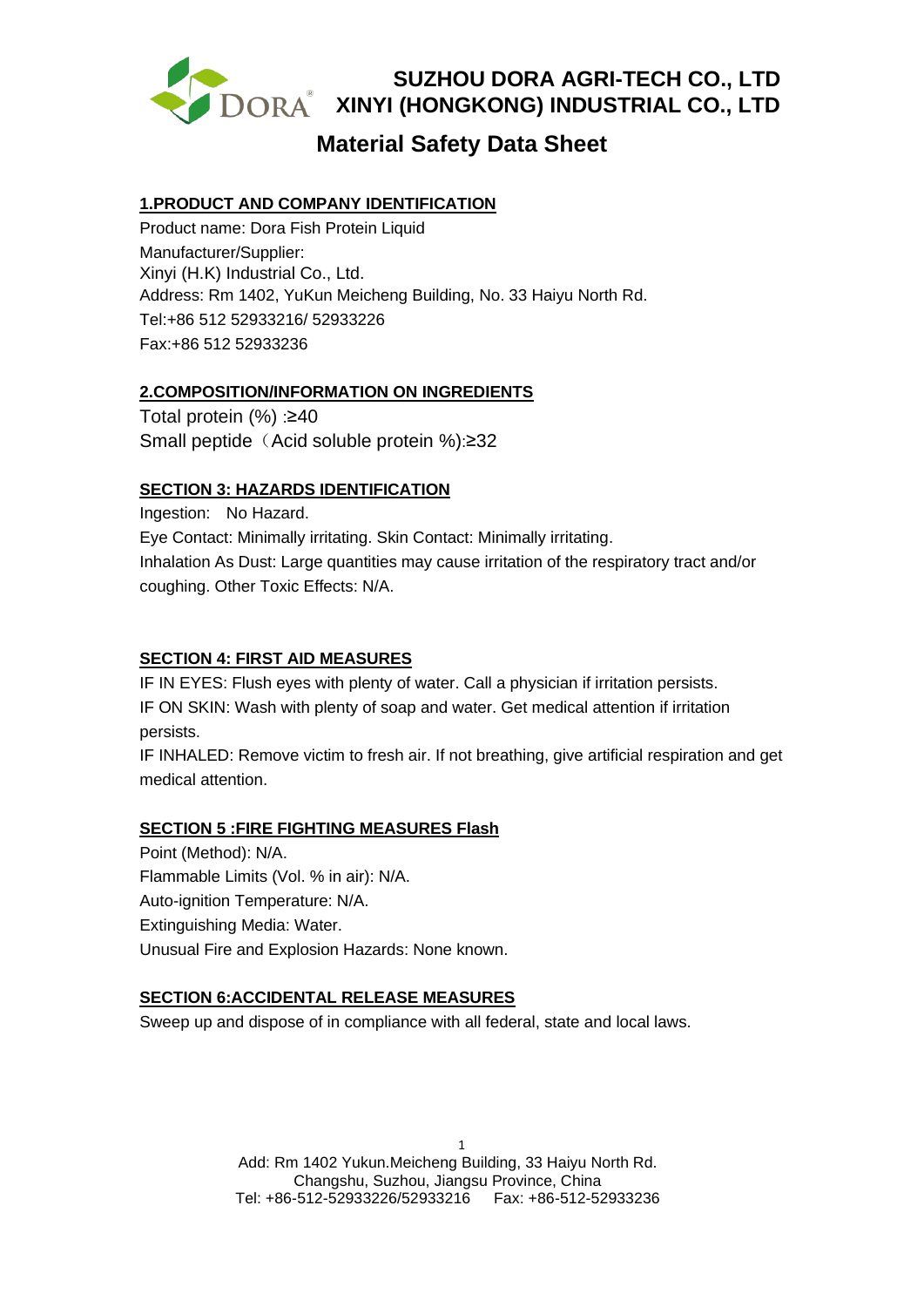# SUZHOU DORA AGRI-TECH CO., LTD
# XINYI (HONGKONG) INDUSTRIAL CO., LTD

## Material Safety Data Sheet

### 1.PRODUCT AND COMPANY IDENTIFICATION

Product name: Dora Fish Protein Liquid
Manufacturer/Supplier:
Xinyi (H.K) Industrial Co., Ltd.
Address: Rm 1402, YuKun Meicheng Building, No. 33 Haiyu North Rd.
Tel:+86 512 52933216/ 52933226
Fax:+86 512 52933236

### 2.COMPOSITION/INFORMATION ON INGREDIENTS

Total protein (%) :≥40
Small peptide（Acid soluble protein %):≥32

### SECTION 3: HAZARDS IDENTIFICATION

Ingestion: No Hazard.
Eye Contact: Minimally irritating. Skin Contact: Minimally irritating.
Inhalation As Dust: Large quantities may cause irritation of the respiratory tract and/or coughing. Other Toxic Effects: N/A.

### SECTION 4: FIRST AID MEASURES

IF IN EYES: Flush eyes with plenty of water. Call a physician if irritation persists.
IF ON SKIN: Wash with plenty of soap and water. Get medical attention if irritation persists.
IF INHALED: Remove victim to fresh air. If not breathing, give artificial respiration and get medical attention.

### SECTION 5 :FIRE FIGHTING MEASURES Flash

Point (Method): N/A.
Flammable Limits (Vol. % in air): N/A.
Auto-ignition Temperature: N/A.
Extinguishing Media: Water.
Unusual Fire and Explosion Hazards: None known.

### SECTION 6:ACCIDENTAL RELEASE MEASURES

Sweep up and dispose of in compliance with all federal, state and local laws.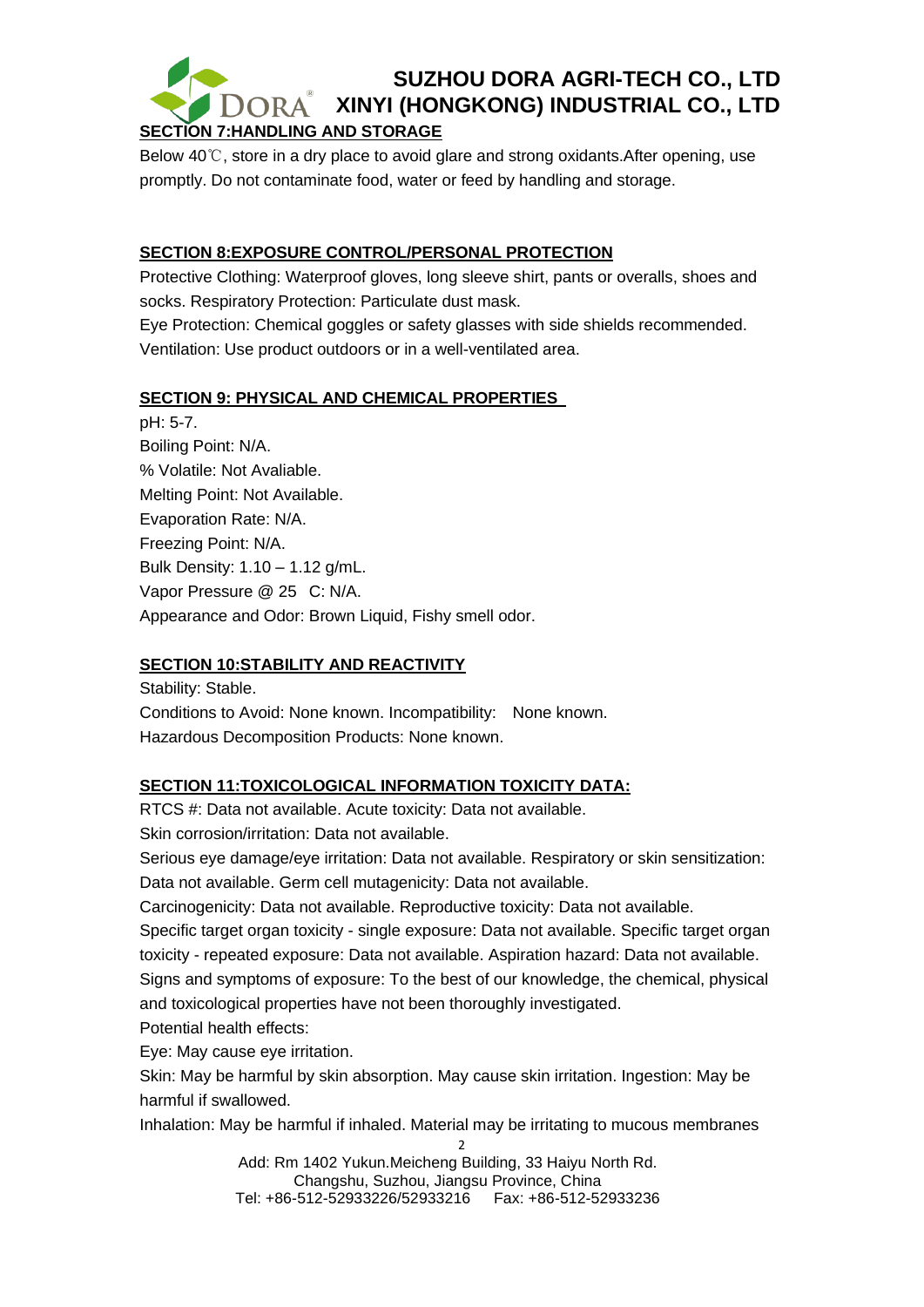## SECTION 7:HANDLING AND STORAGE

Below 40℃, store in a dry place to avoid glare and strong oxidants.After opening, use promptly. Do not contaminate food, water or feed by handling and storage.

## SECTION 8:EXPOSURE CONTROL/PERSONAL PROTECTION

Protective Clothing: Waterproof gloves, long sleeve shirt, pants or overalls, shoes and socks. Respiratory Protection: Particulate dust mask.
Eye Protection: Chemical goggles or safety glasses with side shields recommended.
Ventilation: Use product outdoors or in a well-ventilated area.

## SECTION 9: PHYSICAL AND CHEMICAL PROPERTIES

pH: 5-7.
Boiling Point: N/A.
% Volatile: Not Avaliable.
Melting Point: Not Available.
Evaporation Rate: N/A.
Freezing Point: N/A.
Bulk Density: 1.10 – 1.12 g/mL.
Vapor Pressure @ 25 C: N/A.
Appearance and Odor: Brown Liquid, Fishy smell odor.

## SECTION 10:STABILITY AND REACTIVITY

Stability: Stable.
Conditions to Avoid: None known. Incompatibility: None known.
Hazardous Decomposition Products: None known.

## SECTION 11:TOXICOLOGICAL INFORMATION TOXICITY DATA:

RTCS #: Data not available. Acute toxicity: Data not available.
Skin corrosion/irritation: Data not available.
Serious eye damage/eye irritation: Data not available. Respiratory or skin sensitization: Data not available. Germ cell mutagenicity: Data not available.
Carcinogenicity: Data not available. Reproductive toxicity: Data not available.
Specific target organ toxicity - single exposure: Data not available. Specific target organ toxicity - repeated exposure: Data not available. Aspiration hazard: Data not available.
Signs and symptoms of exposure: To the best of our knowledge, the chemical, physical and toxicological properties have not been thoroughly investigated.
Potential health effects:
Eye: May cause eye irritation.
Skin: May be harmful by skin absorption. May cause skin irritation. Ingestion: May be harmful if swallowed.
Inhalation: May be harmful if inhaled. Material may be irritating to mucous membranes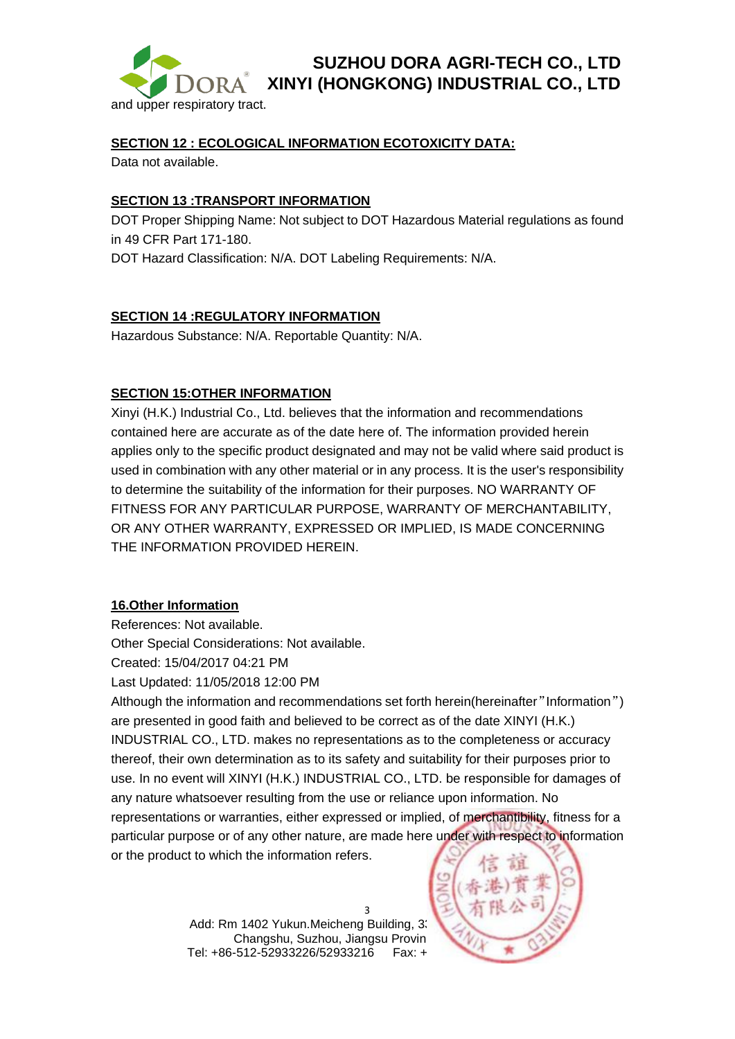and upper respiratory tract.

## SECTION 12 : ECOLOGICAL INFORMATION ECOTOXICITY DATA:

Data not available.

## SECTION 13 :TRANSPORT INFORMATION

DOT Proper Shipping Name: Not subject to DOT Hazardous Material regulations as found in 49 CFR Part 171-180.

DOT Hazard Classification: N/A. DOT Labeling Requirements: N/A.

## SECTION 14 :REGULATORY INFORMATION

Hazardous Substance: N/A. Reportable Quantity: N/A.

## SECTION 15:OTHER INFORMATION

Xinyi (H.K.) Industrial Co., Ltd. believes that the information and recommendations contained here are accurate as of the date here of. The information provided herein applies only to the specific product designated and may not be valid where said product is used in combination with any other material or in any process. It is the user's responsibility to determine the suitability of the information for their purposes. NO WARRANTY OF FITNESS FOR ANY PARTICULAR PURPOSE, WARRANTY OF MERCHANTABILITY, OR ANY OTHER WARRANTY, EXPRESSED OR IMPLIED, IS MADE CONCERNING THE INFORMATION PROVIDED HEREIN.

## 16.Other Information

References: Not available.

Other Special Considerations: Not available.

Created: 15/04/2017 04:21 PM

Last Updated: 11/05/2018 12:00 PM

Although the information and recommendations set forth herein(hereinafter"Information") are presented in good faith and believed to be correct as of the date XINYI (H.K.) INDUSTRIAL CO., LTD. makes no representations as to the completeness or accuracy thereof, their own determination as to its safety and suitability for their purposes prior to use. In no event will XINYI (H.K.) INDUSTRIAL CO., LTD. be responsible for damages of any nature whatsoever resulting from the use or reliance upon information. No representations or warranties, either expressed or implied, of merchantibility, fitness for a particular purpose or of any other nature, are made here under with respect to information or the product to which the information refers.